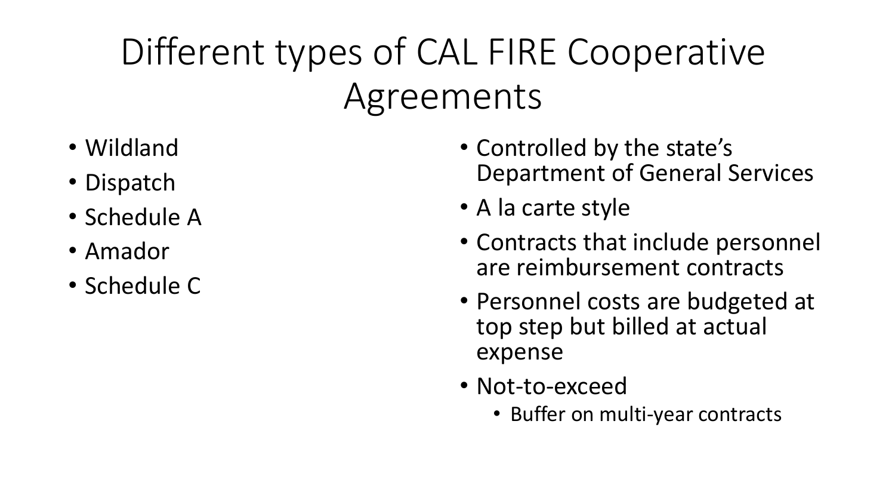# Different types of CAL FIRE Cooperative Agreements

- Wildland
- Dispatch
- Schedule A
- Amador
- Schedule C

- Controlled by the state's Department of General Services
- A la carte style
- Contracts that include personnel are reimbursement contracts
- Personnel costs are budgeted at top step but billed at actual expense
- Not-to-exceed
  - Buffer on multi-year contracts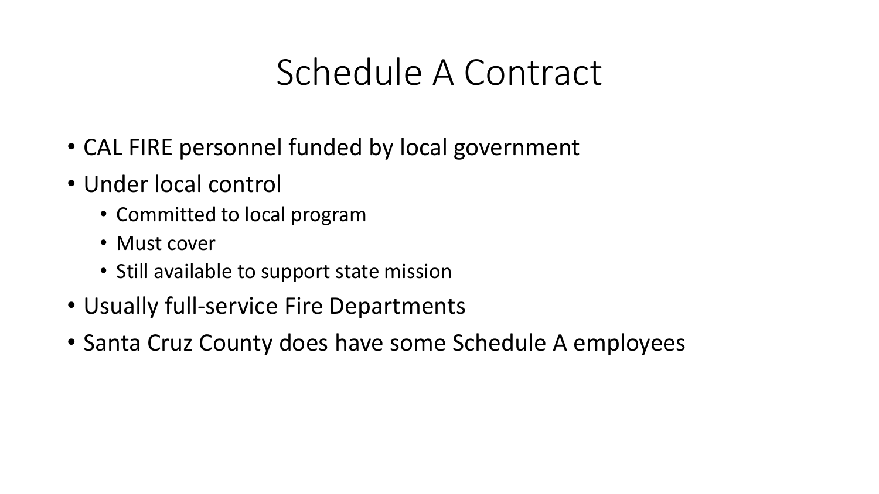# Schedule A Contract

- CAL FIRE personnel funded by local government
- Under local control
  - Committed to local program
  - Must cover
  - Still available to support state mission
- Usually full-service Fire Departments
- Santa Cruz County does have some Schedule A employees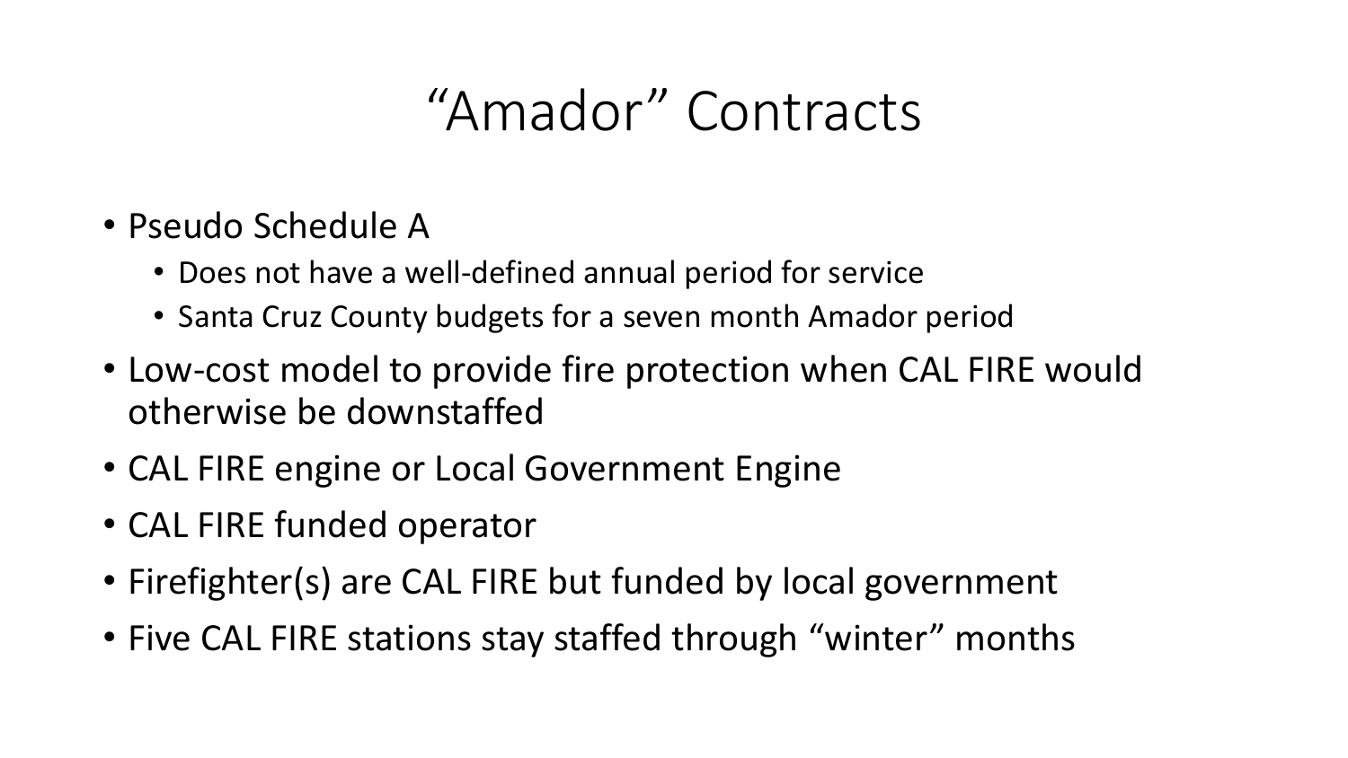# “Amador” Contracts

- Pseudo Schedule A
  - Does not have a well-defined annual period for service
  - Santa Cruz County budgets for a seven month Amador period
- Low-cost model to provide fire protection when CAL FIRE would otherwise be downstaffed
- CAL FIRE engine or Local Government Engine
- CAL FIRE funded operator
- Firefighter(s) are CAL FIRE but funded by local government
- Five CAL FIRE stations stay staffed through “winter” months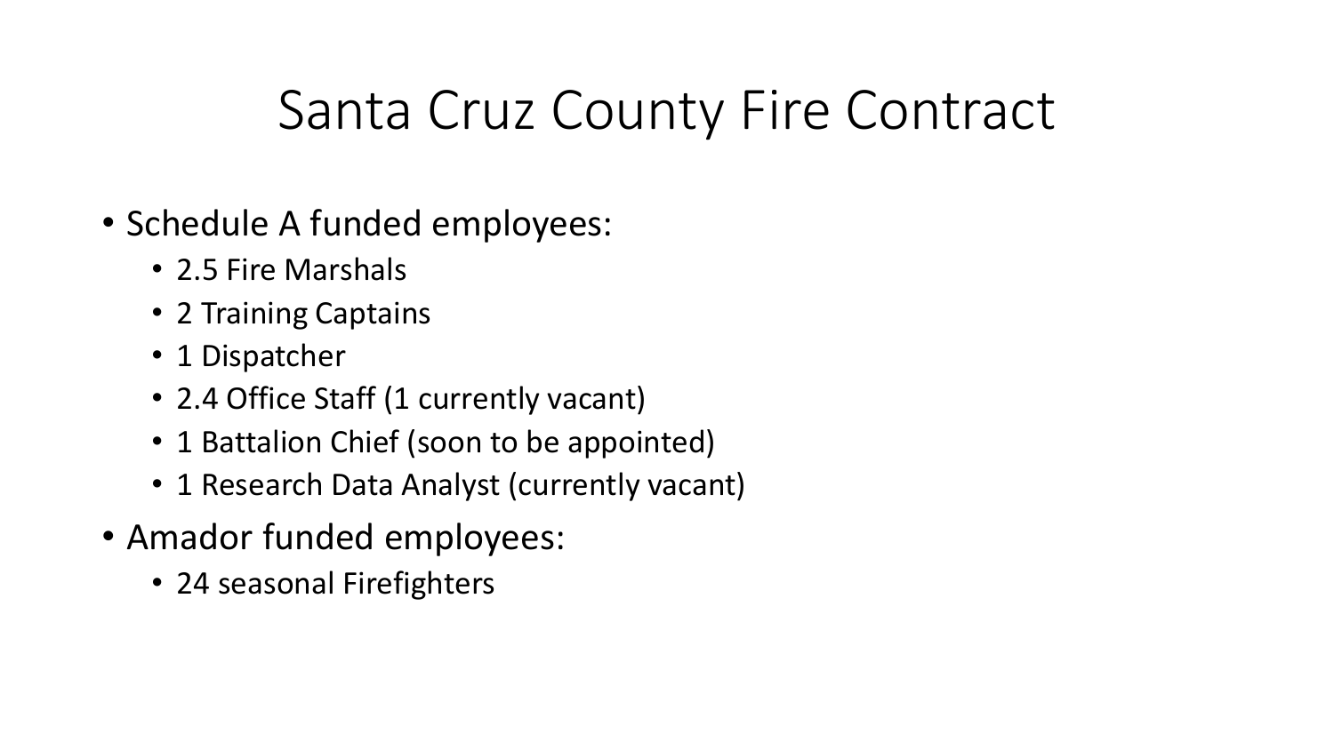# Santa Cruz County Fire Contract

- Schedule A funded employees:
  - 2.5 Fire Marshals
  - 2 Training Captains
  - 1 Dispatcher
  - 2.4 Office Staff (1 currently vacant)
  - 1 Battalion Chief (soon to be appointed)
  - 1 Research Data Analyst (currently vacant)
- Amador funded employees:
  - 24 seasonal Firefighters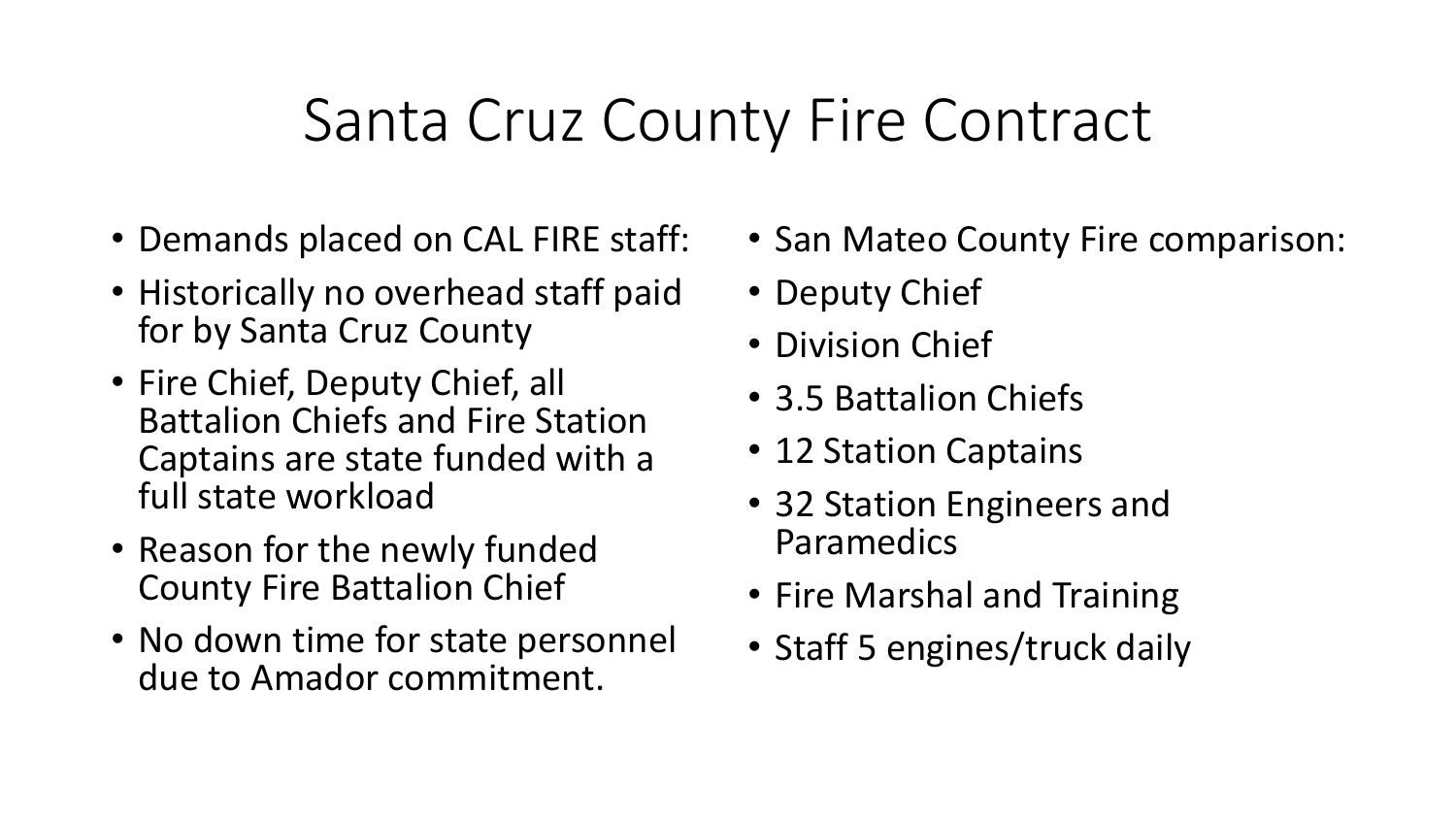# Santa Cruz County Fire Contract

- Demands placed on CAL FIRE staff:
- Historically no overhead staff paid for by Santa Cruz County
- Fire Chief, Deputy Chief, all Battalion Chiefs and Fire Station Captains are state funded with a full state workload
- Reason for the newly funded County Fire Battalion Chief
- No down time for state personnel due to Amador commitment.

- San Mateo County Fire comparison:
- Deputy Chief
- Division Chief
- 3.5 Battalion Chiefs
- 12 Station Captains
- 32 Station Engineers and Paramedics
- Fire Marshal and Training
- Staff 5 engines/truck daily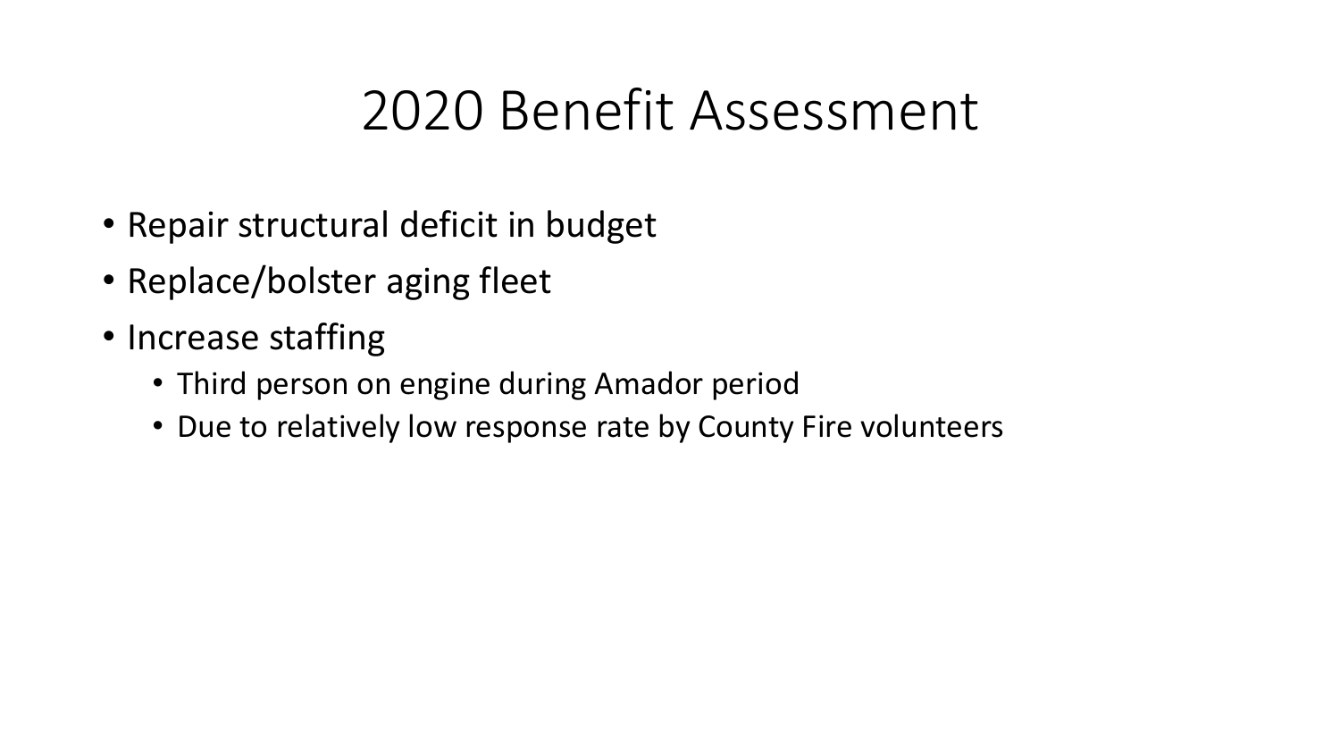# 2020 Benefit Assessment

- Repair structural deficit in budget
- Replace/bolster aging fleet
- Increase staffing
  - Third person on engine during Amador period
  - Due to relatively low response rate by County Fire volunteers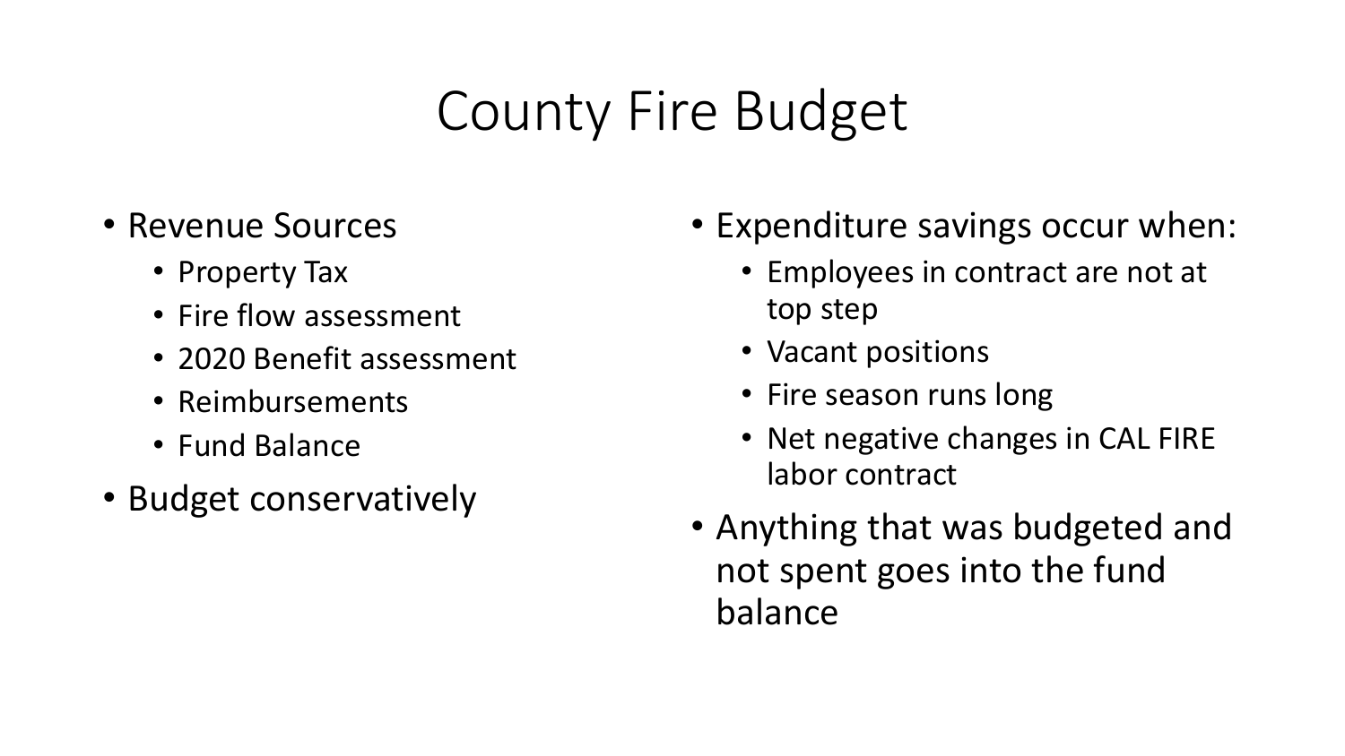# County Fire Budget

- Revenue Sources
  - Property Tax
  - Fire flow assessment
  - 2020 Benefit assessment
  - Reimbursements
  - Fund Balance
- Budget conservatively

- Expenditure savings occur when:
  - Employees in contract are not at top step
  - Vacant positions
  - Fire season runs long
  - Net negative changes in CAL FIRE labor contract
- Anything that was budgeted and not spent goes into the fund balance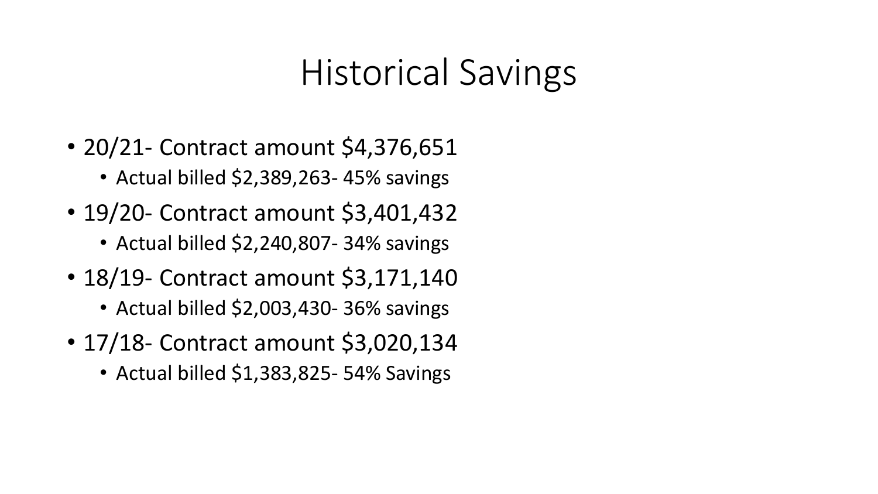# Historical Savings

- 20/21- Contract amount $4,376,651
  - Actual billed $2,389,263- 45% savings
- 19/20- Contract amount $3,401,432
  - Actual billed $2,240,807- 34% savings
- 18/19- Contract amount $3,171,140
  - Actual billed $2,003,430- 36% savings
- 17/18- Contract amount $3,020,134
  - Actual billed $1,383,825- 54% Savings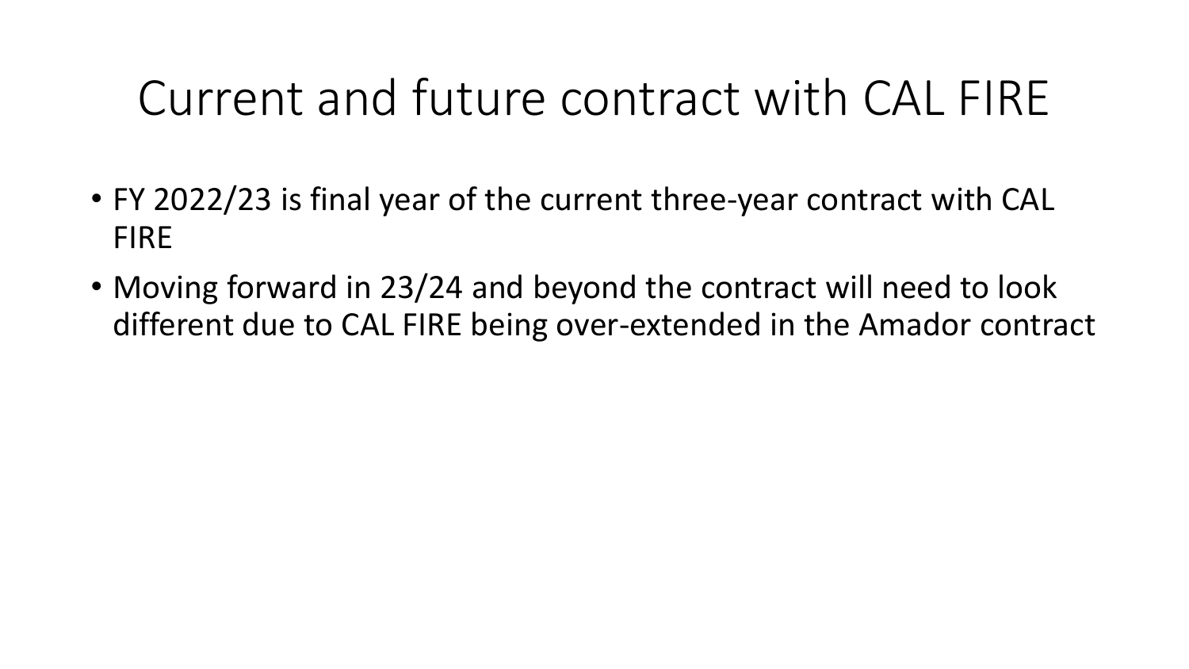# Current and future contract with CAL FIRE

- FY 2022/23 is final year of the current three-year contract with CAL FIRE
- Moving forward in 23/24 and beyond the contract will need to look different due to CAL FIRE being over-extended in the Amador contract